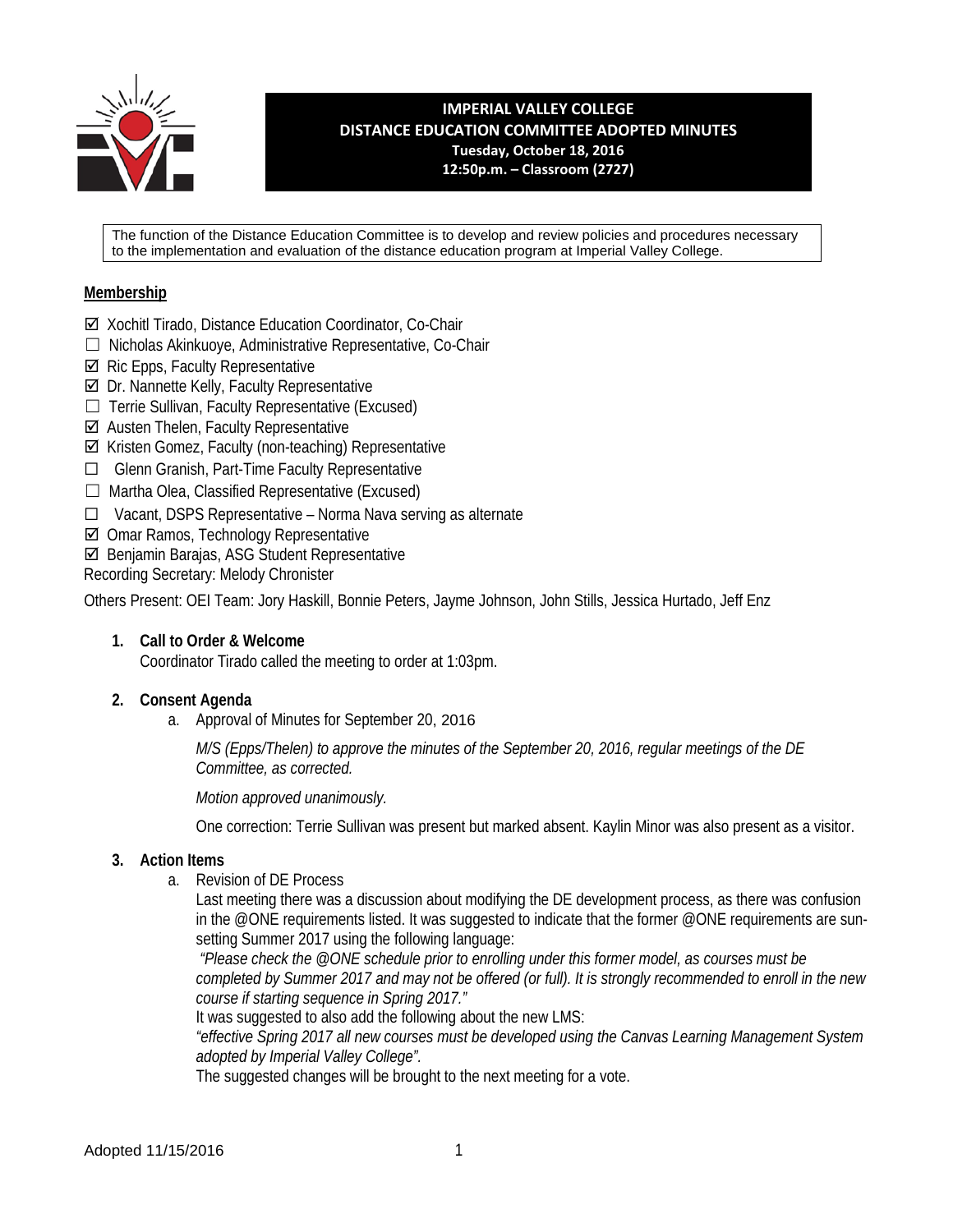# IMPERIAL VALLEY COLLEGE
## DISTANCE EDUCATION COMMITTEE ADOPTED MINUTES
**Tuesday, October 18, 2016**
**12:50p.m. – Classroom (2727)**

The function of the Distance Education Committee is to develop and review policies and procedures necessary to the implementation and evaluation of the distance education program at Imperial Valley College.

**Membership**

- ☑ Xochitl Tirado, Distance Education Coordinator, Co-Chair
- ☐ Nicholas Akinkuoye, Administrative Representative, Co-Chair
- ☑ Ric Epps, Faculty Representative
- ☑ Dr. Nannette Kelly, Faculty Representative
- ☐ Terrie Sullivan, Faculty Representative (Excused)
- ☑ Austen Thelen, Faculty Representative
- ☑ Kristen Gomez, Faculty (non-teaching) Representative
- ☐ Glenn Granish, Part-Time Faculty Representative
- ☐ Martha Olea, Classified Representative (Excused)
- ☐ Vacant, DSPS Representative – Norma Nava serving as alternate
- ☑ Omar Ramos, Technology Representative
- ☑ Benjamin Barajas, ASG Student Representative

Recording Secretary: Melody Chronister

Others Present: OEI Team: Jory Haskill, Bonnie Peters, Jayme Johnson, John Stills, Jessica Hurtado, Jeff Enz

1. **Call to Order & Welcome**

   Coordinator Tirado called the meeting to order at 1:03pm.

2. **Consent Agenda**

   a. Approval of Minutes for September 20, 2016

      *M/S (Epps/Thelen) to approve the minutes of the September 20, 2016, regular meetings of the DE Committee, as corrected.*

      *Motion approved unanimously.*

      One correction: Terrie Sullivan was present but marked absent. Kaylin Minor was also present as a visitor.

3. **Action Items**

   a. Revision of DE Process

      Last meeting there was a discussion about modifying the DE development process, as there was confusion in the @ONE requirements listed. It was suggested to indicate that the former @ONE requirements are sun-setting Summer 2017 using the following language:

      *"Please check the @ONE schedule prior to enrolling under this former model, as courses must be completed by Summer 2017 and may not be offered (or full). It is strongly recommended to enroll in the new course if starting sequence in Spring 2017."*

      It was suggested to also add the following about the new LMS:

      *"effective Spring 2017 all new courses must be developed using the Canvas Learning Management System adopted by Imperial Valley College".*

      The suggested changes will be brought to the next meeting for a vote.

Adopted 11/15/2016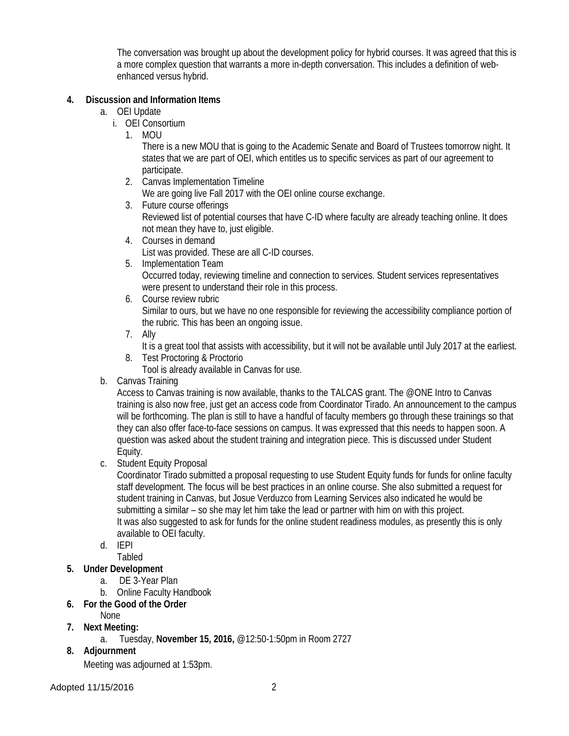The conversation was brought up about the development policy for hybrid courses. It was agreed that this is a more complex question that warrants a more in-depth conversation. This includes a definition of web-enhanced versus hybrid.

**4. Discussion and Information Items**

a. OEI Update

i. OEI Consortium

1. MOU

There is a new MOU that is going to the Academic Senate and Board of Trustees tomorrow night. It states that we are part of OEI, which entitles us to specific services as part of our agreement to participate.

2. Canvas Implementation Timeline

We are going live Fall 2017 with the OEI online course exchange.

3. Future course offerings

Reviewed list of potential courses that have C-ID where faculty are already teaching online. It does not mean they have to, just eligible.

4. Courses in demand

List was provided. These are all C-ID courses.

5. Implementation Team

Occurred today, reviewing timeline and connection to services. Student services representatives were present to understand their role in this process.

6. Course review rubric

Similar to ours, but we have no one responsible for reviewing the accessibility compliance portion of the rubric. This has been an ongoing issue.

7. Ally

It is a great tool that assists with accessibility, but it will not be available until July 2017 at the earliest.

8. Test Proctoring & Proctorio

Tool is already available in Canvas for use.

b. Canvas Training

Access to Canvas training is now available, thanks to the TALCAS grant. The @ONE Intro to Canvas training is also now free, just get an access code from Coordinator Tirado. An announcement to the campus will be forthcoming. The plan is still to have a handful of faculty members go through these trainings so that they can also offer face-to-face sessions on campus. It was expressed that this needs to happen soon. A question was asked about the student training and integration piece. This is discussed under Student Equity.

c. Student Equity Proposal

Coordinator Tirado submitted a proposal requesting to use Student Equity funds for funds for online faculty staff development. The focus will be best practices in an online course. She also submitted a request for student training in Canvas, but Josue Verduzco from Learning Services also indicated he would be submitting a similar – so she may let him take the lead or partner with him on with this project.

It was also suggested to ask for funds for the online student readiness modules, as presently this is only available to OEI faculty.

d. IEPI

Tabled

**5. Under Development**

a. DE 3-Year Plan

b. Online Faculty Handbook

**6. For the Good of the Order**

None

**7. Next Meeting:**

a. Tuesday, **November 15, 2016,** @12:50-1:50pm in Room 2727

**8. Adjournment**

Meeting was adjourned at 1:53pm.

Adopted 11/15/2016